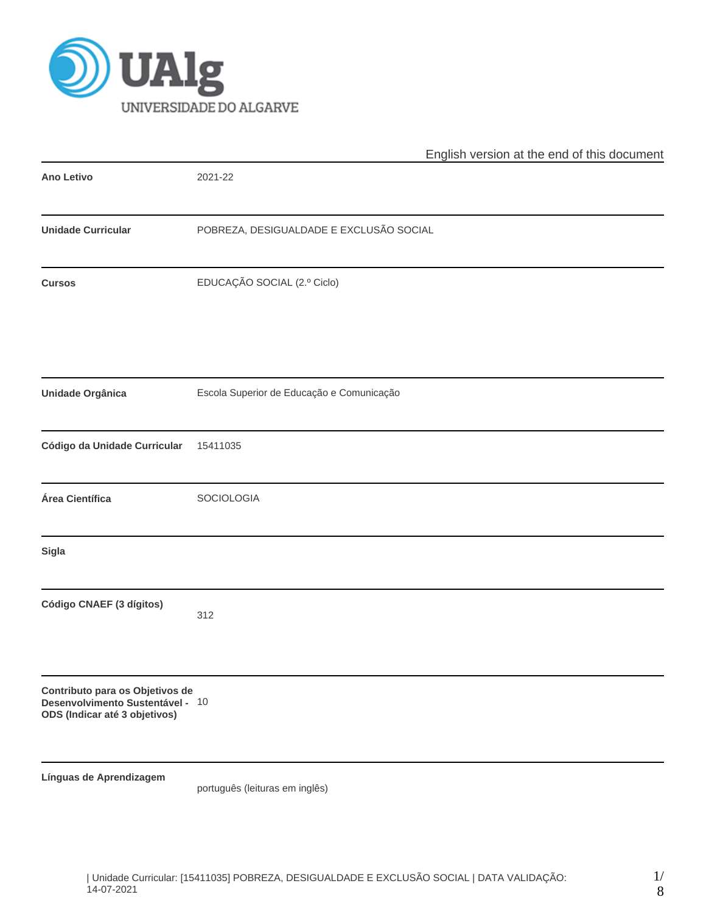English version at the end of this document

| | |
|---|---|
| **Ano Letivo** | 2021-22 |
| **Unidade Curricular** | POBREZA, DESIGUALDADE E EXCLUSÃO SOCIAL |
| **Cursos** | EDUCAÇÃO SOCIAL (2.º Ciclo) |
| **Unidade Orgânica** | Escola Superior de Educação e Comunicação |
| **Código da Unidade Curricular** | 15411035 |
| **Área Científica** | SOCIOLOGIA |
| **Sigla** | |
| **Código CNAEF (3 dígitos)** | 312 |
| **Contributo para os Objetivos de Desenvolvimento Sustentável - ODS (Indicar até 3 objetivos)** | 10 |
| **Línguas de Aprendizagem** | português (leituras em inglês) |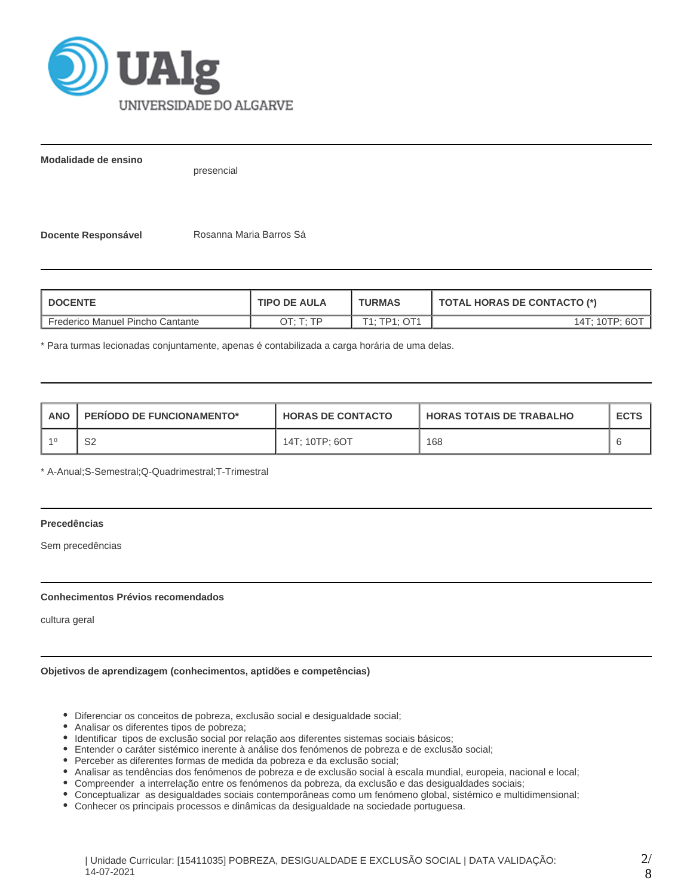**Modalidade de ensino**

presencial

**Docente Responsável** Rosanna Maria Barros Sá

| DOCENTE | TIPO DE AULA | TURMAS | TOTAL HORAS DE CONTACTO (*) |
|---|---|---|---|
| Frederico Manuel Pincho Cantante | OT; T; TP | T1; TP1; OT1 | 14T; 10TP; 6OT |

* Para turmas lecionadas conjuntamente, apenas é contabilizada a carga horária de uma delas.

| ANO | PERÍODO DE FUNCIONAMENTO* | HORAS DE CONTACTO | HORAS TOTAIS DE TRABALHO | ECTS |
|---|---|---|---|---|
| 1º | S2 | 14T; 10TP; 6OT | 168 | 6 |

* A-Anual;S-Semestral;Q-Quadrimestral;T-Trimestral

**Precedências**

Sem precedências

**Conhecimentos Prévios recomendados**

cultura geral

**Objetivos de aprendizagem (conhecimentos, aptidões e competências)**

- Diferenciar os conceitos de pobreza, exclusão social e desigualdade social;
- Analisar os diferentes tipos de pobreza;
- Identificar tipos de exclusão social por relação aos diferentes sistemas sociais básicos;
- Entender o caráter sistémico inerente à análise dos fenómenos de pobreza e de exclusão social;
- Perceber as diferentes formas de medida da pobreza e da exclusão social;
- Analisar as tendências dos fenómenos de pobreza e de exclusão social à escala mundial, europeia, nacional e local;
- Compreender a interrelação entre os fenómenos da pobreza, da exclusão e das desigualdades sociais;
- Conceptualizar as desigualdades sociais contemporâneas como um fenómeno global, sistémico e multidimensional;
- Conhecer os principais processos e dinâmicas da desigualdade na sociedade portuguesa.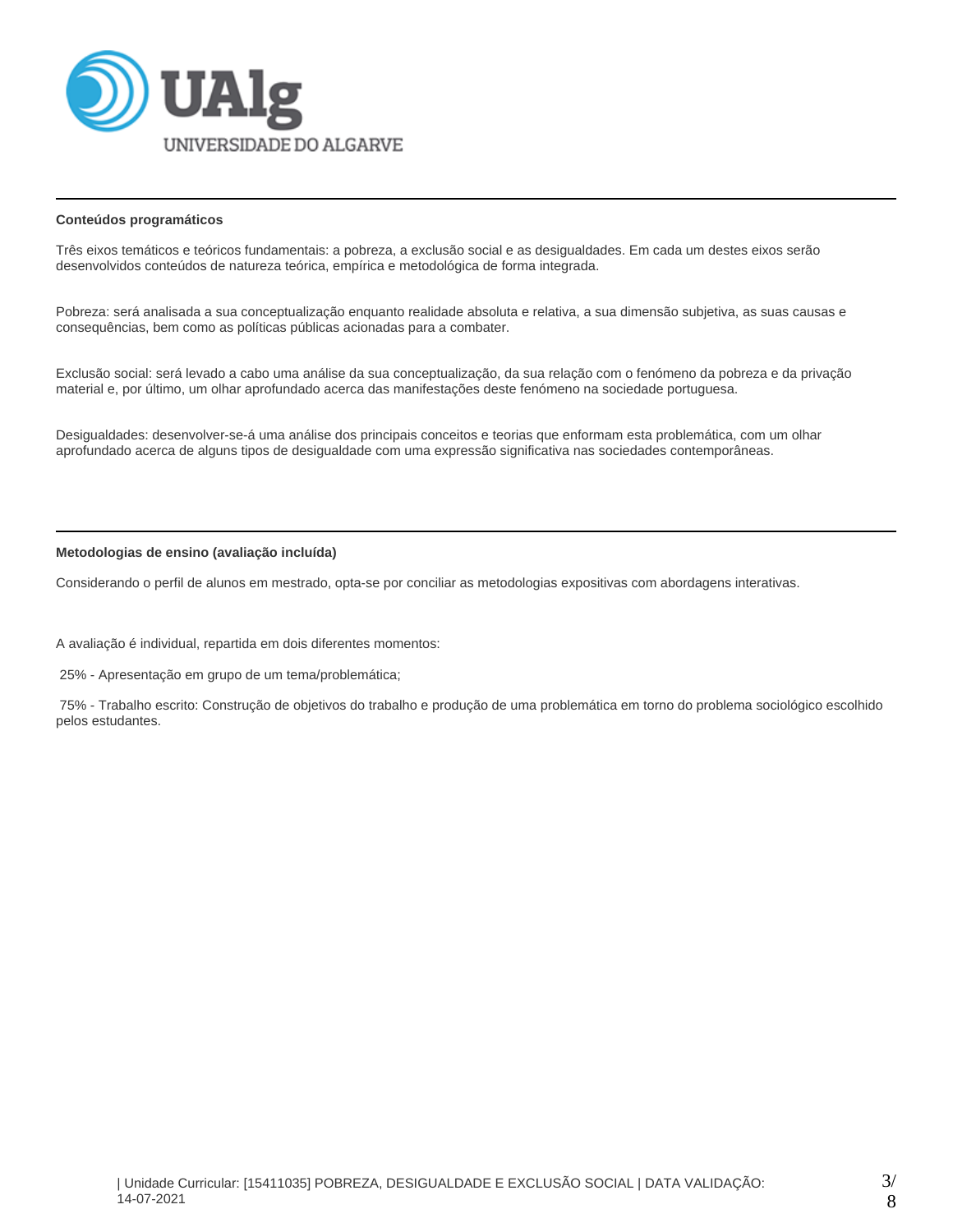**Conteúdos programáticos**

Três eixos temáticos e teóricos fundamentais: a pobreza, a exclusão social e as desigualdades. Em cada um destes eixos serão desenvolvidos conteúdos de natureza teórica, empírica e metodológica de forma integrada.

Pobreza: será analisada a sua conceptualização enquanto realidade absoluta e relativa, a sua dimensão subjetiva, as suas causas e consequências, bem como as políticas públicas acionadas para a combater.

Exclusão social: será levado a cabo uma análise da sua conceptualização, da sua relação com o fenómeno da pobreza e da privação material e, por último, um olhar aprofundado acerca das manifestações deste fenómeno na sociedade portuguesa.

Desigualdades: desenvolver-se-á uma análise dos principais conceitos e teorias que enformam esta problemática, com um olhar aprofundado acerca de alguns tipos de desigualdade com uma expressão significativa nas sociedades contemporâneas.

**Metodologias de ensino (avaliação incluída)**

Considerando o perfil de alunos em mestrado, opta-se por conciliar as metodologias expositivas com abordagens interativas.

A avaliação é individual, repartida em dois diferentes momentos:

25% - Apresentação em grupo de um tema/problemática;

75% - Trabalho escrito: Construção de objetivos do trabalho e produção de uma problemática em torno do problema sociológico escolhido pelos estudantes.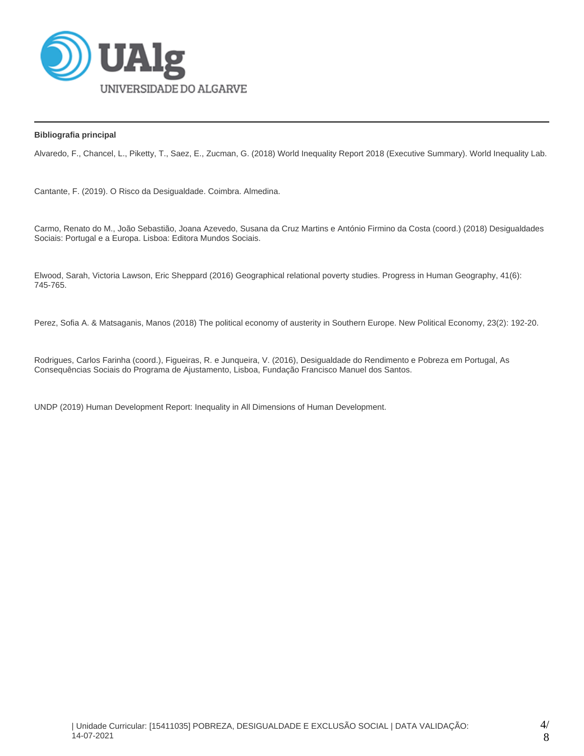**Bibliografia principal**

Alvaredo, F., Chancel, L., Piketty, T., Saez, E., Zucman, G. (2018) World Inequality Report 2018 (Executive Summary). World Inequality Lab.

Cantante, F. (2019). O Risco da Desigualdade. Coimbra. Almedina.

Carmo, Renato do M., João Sebastião, Joana Azevedo, Susana da Cruz Martins e António Firmino da Costa (coord.) (2018) Desigualdades Sociais: Portugal e a Europa. Lisboa: Editora Mundos Sociais.

Elwood, Sarah, Victoria Lawson, Eric Sheppard (2016) Geographical relational poverty studies. Progress in Human Geography, 41(6): 745-765.

Perez, Sofia A. & Matsaganis, Manos (2018) The political economy of austerity in Southern Europe. New Political Economy, 23(2): 192-20.

Rodrigues, Carlos Farinha (coord.), Figueiras, R. e Junqueira, V. (2016), Desigualdade do Rendimento e Pobreza em Portugal, As Consequências Sociais do Programa de Ajustamento, Lisboa, Fundação Francisco Manuel dos Santos.

UNDP (2019) Human Development Report: Inequality in All Dimensions of Human Development.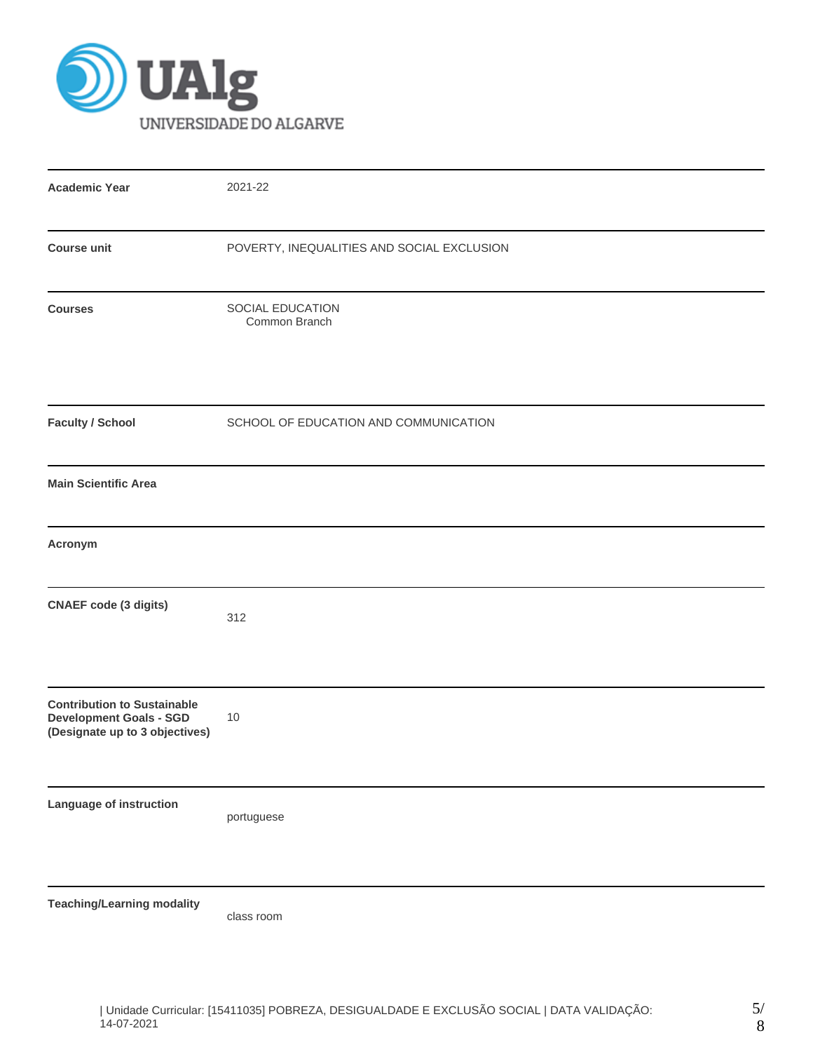| | |
|---|---|
| **Academic Year** | 2021-22 |
| **Course unit** | POVERTY, INEQUALITIES AND SOCIAL EXCLUSION |
| **Courses** | SOCIAL EDUCATION<br>Common Branch |
| **Faculty / School** | SCHOOL OF EDUCATION AND COMMUNICATION |
| **Main Scientific Area** | |
| **Acronym** | |
| **CNAEF code (3 digits)** | 312 |
| **Contribution to Sustainable Development Goals - SGD (Designate up to 3 objectives)** | 10 |
| **Language of instruction** | portuguese |
| **Teaching/Learning modality** | class room |

| Unidade Curricular: [15411035] POBREZA, DESIGUALDADE E EXCLUSÃO SOCIAL | DATA VALIDAÇÃO: 14-07-2021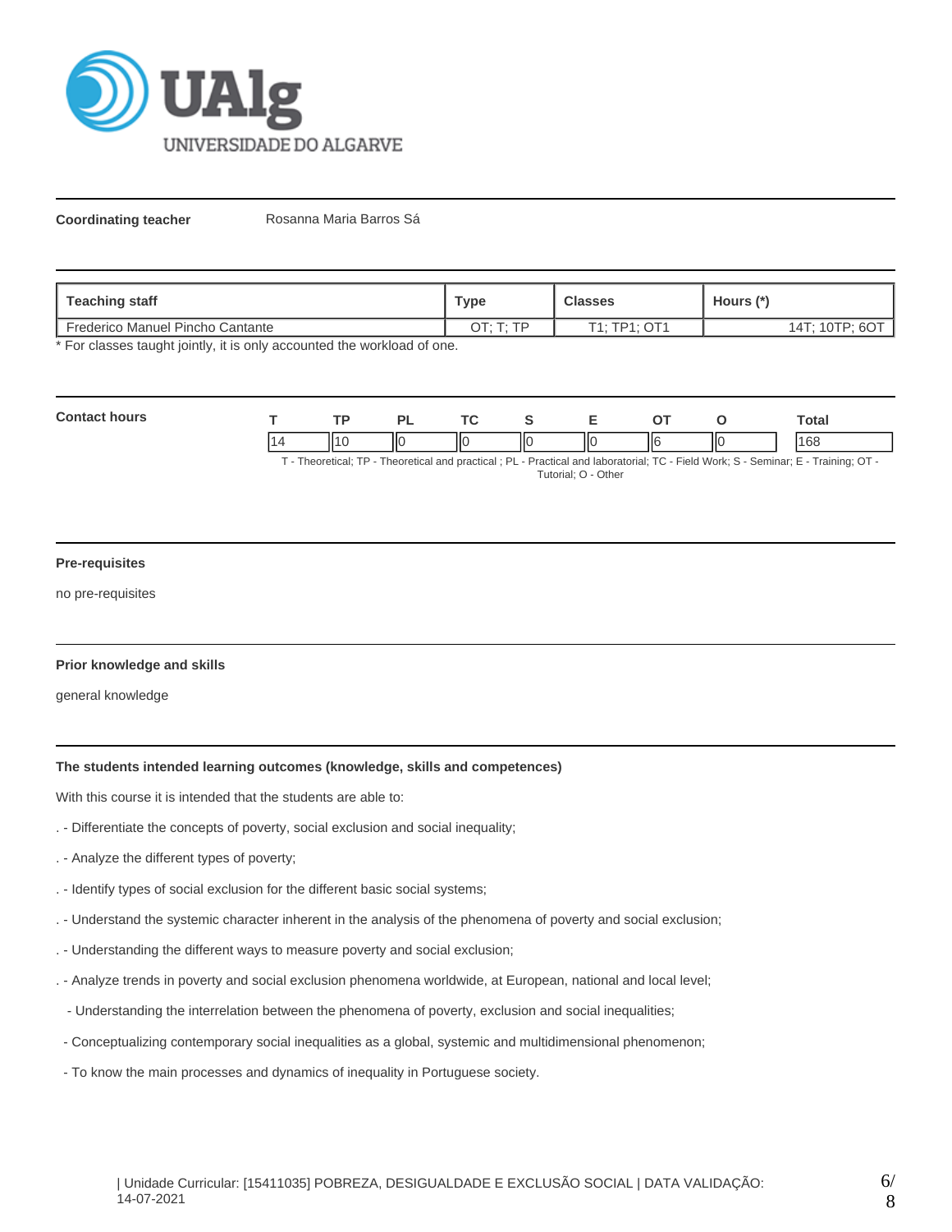UAlg UNIVERSIDADE DO ALGARVE

**Coordinating teacher** Rosanna Maria Barros Sá

| Teaching staff | Type | Classes | Hours (*) |
|---|---|---|---|
| Frederico Manuel Pincho Cantante | OT; T; TP | T1; TP1; OT1 | 14T; 10TP; 6OT |

* For classes taught jointly, it is only accounted the workload of one.

**Contact hours**

| T | TP | PL | TC | S | E | OT | O | Total |
|---|---|---|---|---|---|---|---|---|
| 14 | 10 | 0 | 0 | 0 | 0 | 6 | 0 | 168 |

T - Theoretical; TP - Theoretical and practical ; PL - Practical and laboratorial; TC - Field Work; S - Seminar; E - Training; OT - Tutorial; O - Other

**Pre-requisites**

no pre-requisites

**Prior knowledge and skills**

general knowledge

**The students intended learning outcomes (knowledge, skills and competences)**

With this course it is intended that the students are able to:

. - Differentiate the concepts of poverty, social exclusion and social inequality;

. - Analyze the different types of poverty;

. - Identify types of social exclusion for the different basic social systems;

. - Understand the systemic character inherent in the analysis of the phenomena of poverty and social exclusion;

. - Understanding the different ways to measure poverty and social exclusion;

. - Analyze trends in poverty and social exclusion phenomena worldwide, at European, national and local level;

- Understanding the interrelation between the phenomena of poverty, exclusion and social inequalities;

- Conceptualizing contemporary social inequalities as a global, systemic and multidimensional phenomenon;

- To know the main processes and dynamics of inequality in Portuguese society.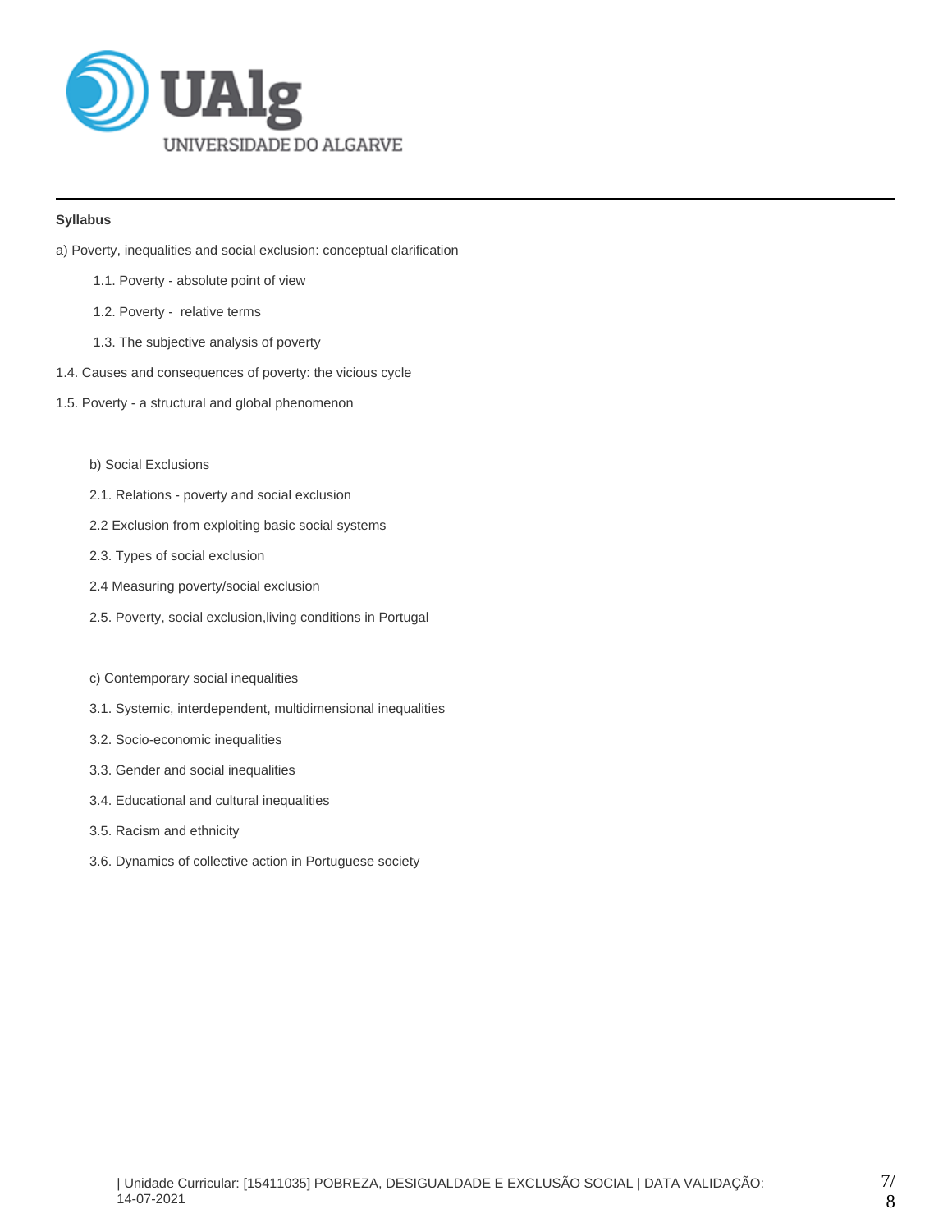**Syllabus**

a) Poverty, inequalities and social exclusion: conceptual clarification

1.1. Poverty - absolute point of view

1.2. Poverty - relative terms

1.3. The subjective analysis of poverty

1.4. Causes and consequences of poverty: the vicious cycle

1.5. Poverty - a structural and global phenomenon

b) Social Exclusions

2.1. Relations - poverty and social exclusion

2.2 Exclusion from exploiting basic social systems

2.3. Types of social exclusion

2.4 Measuring poverty/social exclusion

2.5. Poverty, social exclusion,living conditions in Portugal

c) Contemporary social inequalities

3.1. Systemic, interdependent, multidimensional inequalities

3.2. Socio-economic inequalities

3.3. Gender and social inequalities

3.4. Educational and cultural inequalities

3.5. Racism and ethnicity

3.6. Dynamics of collective action in Portuguese society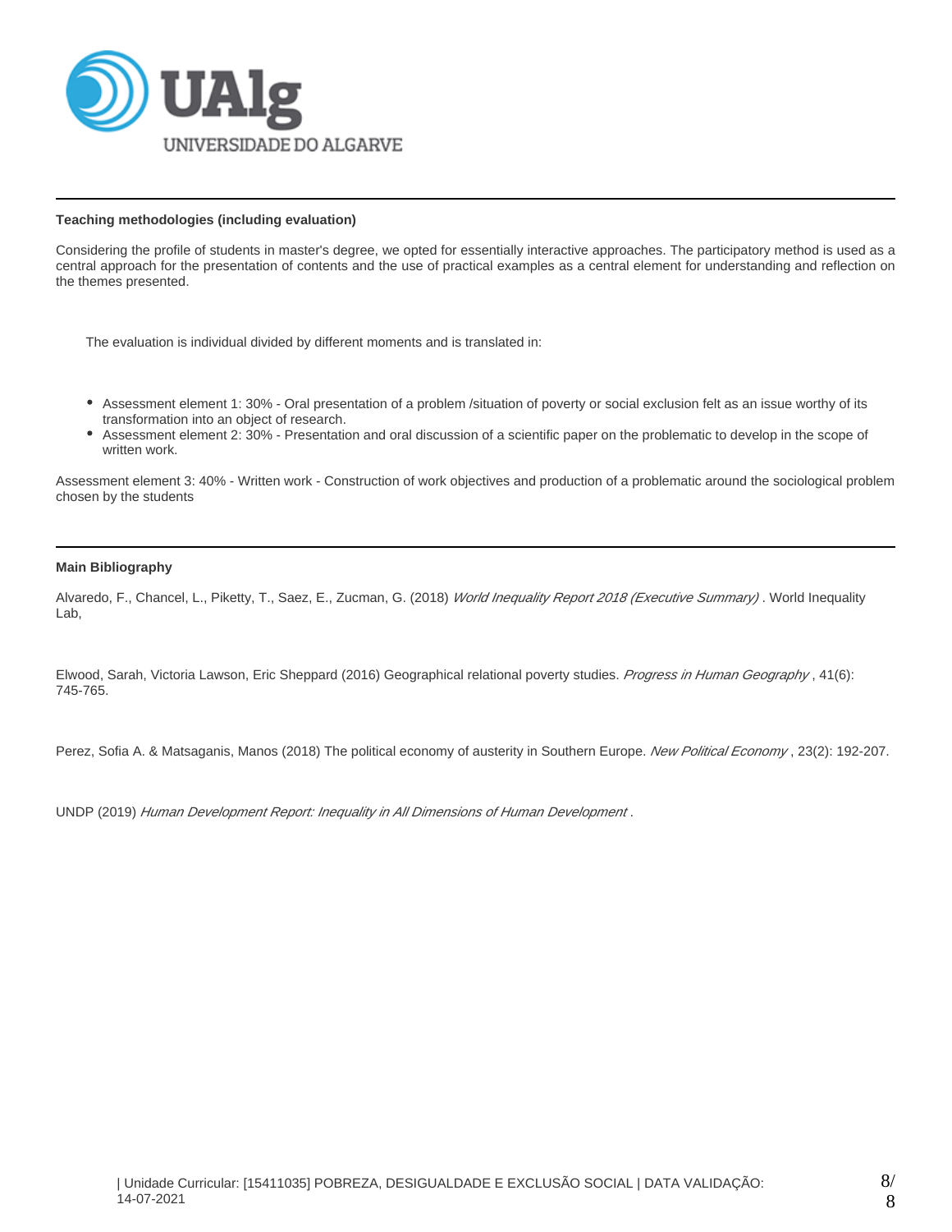### Teaching methodologies (including evaluation)

Considering the profile of students in master's degree, we opted for essentially interactive approaches. The participatory method is used as a central approach for the presentation of contents and the use of practical examples as a central element for understanding and reflection on the themes presented.

The evaluation is individual divided by different moments and is translated in:

- Assessment element 1: 30% - Oral presentation of a problem /situation of poverty or social exclusion felt as an issue worthy of its transformation into an object of research.
- Assessment element 2: 30% - Presentation and oral discussion of a scientific paper on the problematic to develop in the scope of written work.

Assessment element 3: 40% - Written work - Construction of work objectives and production of a problematic around the sociological problem chosen by the students

### Main Bibliography

Alvaredo, F., Chancel, L., Piketty, T., Saez, E., Zucman, G. (2018) *World Inequality Report 2018 (Executive Summary)* . World Inequality Lab,

Elwood, Sarah, Victoria Lawson, Eric Sheppard (2016) Geographical relational poverty studies. *Progress in Human Geography* , 41(6): 745-765.

Perez, Sofia A. & Matsaganis, Manos (2018) The political economy of austerity in Southern Europe. *New Political Economy* , 23(2): 192-207.

UNDP (2019) *Human Development Report: Inequality in All Dimensions of Human Development* .